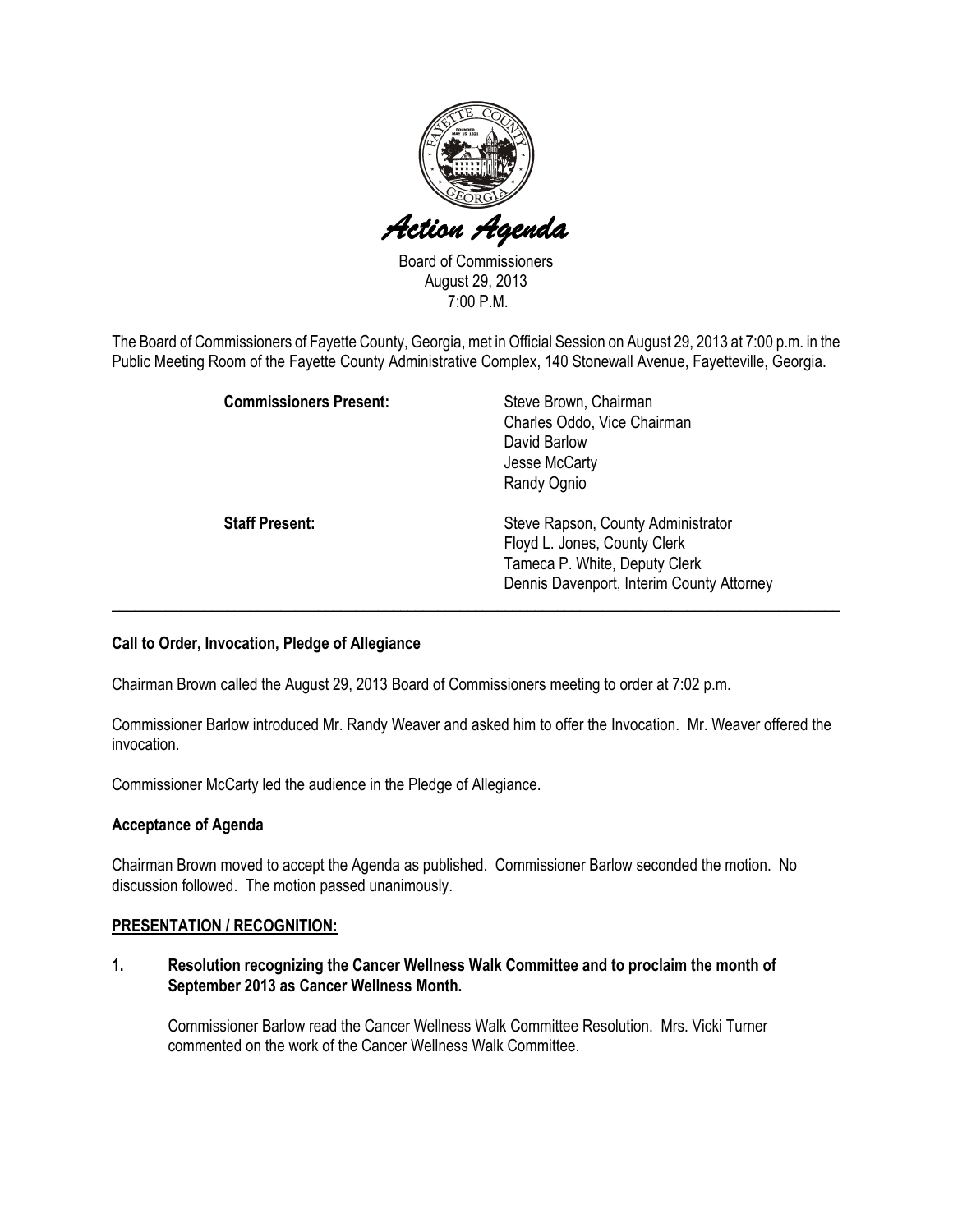# *Action Agenda*

Board of Commissioners
August 29, 2013
7:00 P.M.

The Board of Commissioners of Fayette County, Georgia, met in Official Session on August 29, 2013 at 7:00 p.m. in the Public Meeting Room of the Fayette County Administrative Complex, 140 Stonewall Avenue, Fayetteville, Georgia.

| | |
|---|---|
| **Commissioners Present:** | Steve Brown, Chairman<br>Charles Oddo, Vice Chairman<br>David Barlow<br>Jesse McCarty<br>Randy Ognio |
| **Staff Present:** | Steve Rapson, County Administrator<br>Floyd L. Jones, County Clerk<br>Tameca P. White, Deputy Clerk<br>Dennis Davenport, Interim County Attorney |

---

**Call to Order, Invocation, Pledge of Allegiance**

Chairman Brown called the August 29, 2013 Board of Commissioners meeting to order at 7:02 p.m.

Commissioner Barlow introduced Mr. Randy Weaver and asked him to offer the Invocation. Mr. Weaver offered the invocation.

Commissioner McCarty led the audience in the Pledge of Allegiance.

**Acceptance of Agenda**

Chairman Brown moved to accept the Agenda as published. Commissioner Barlow seconded the motion. No discussion followed. The motion passed unanimously.

**PRESENTATION / RECOGNITION:**

**1. Resolution recognizing the Cancer Wellness Walk Committee and to proclaim the month of September 2013 as Cancer Wellness Month.**

Commissioner Barlow read the Cancer Wellness Walk Committee Resolution. Mrs. Vicki Turner commented on the work of the Cancer Wellness Walk Committee.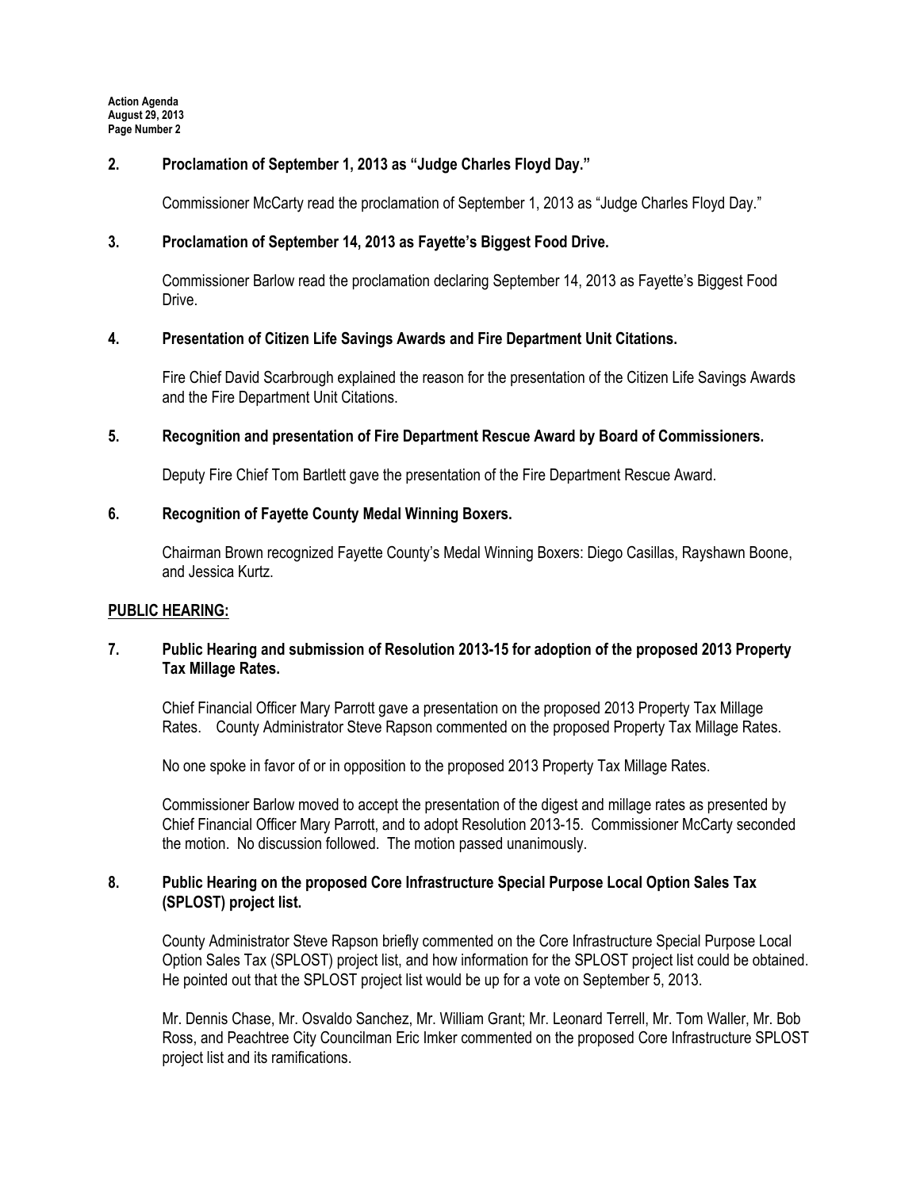**2. Proclamation of September 1, 2013 as "Judge Charles Floyd Day."**

Commissioner McCarty read the proclamation of September 1, 2013 as "Judge Charles Floyd Day."

**3. Proclamation of September 14, 2013 as Fayette's Biggest Food Drive.**

Commissioner Barlow read the proclamation declaring September 14, 2013 as Fayette's Biggest Food Drive.

**4. Presentation of Citizen Life Savings Awards and Fire Department Unit Citations.**

Fire Chief David Scarbrough explained the reason for the presentation of the Citizen Life Savings Awards and the Fire Department Unit Citations.

**5. Recognition and presentation of Fire Department Rescue Award by Board of Commissioners.**

Deputy Fire Chief Tom Bartlett gave the presentation of the Fire Department Rescue Award.

**6. Recognition of Fayette County Medal Winning Boxers.**

Chairman Brown recognized Fayette County's Medal Winning Boxers: Diego Casillas, Rayshawn Boone, and Jessica Kurtz.

**PUBLIC HEARING:**

**7. Public Hearing and submission of Resolution 2013-15 for adoption of the proposed 2013 Property Tax Millage Rates.**

Chief Financial Officer Mary Parrott gave a presentation on the proposed 2013 Property Tax Millage Rates. County Administrator Steve Rapson commented on the proposed Property Tax Millage Rates.

No one spoke in favor of or in opposition to the proposed 2013 Property Tax Millage Rates.

Commissioner Barlow moved to accept the presentation of the digest and millage rates as presented by Chief Financial Officer Mary Parrott, and to adopt Resolution 2013-15. Commissioner McCarty seconded the motion. No discussion followed. The motion passed unanimously.

**8. Public Hearing on the proposed Core Infrastructure Special Purpose Local Option Sales Tax (SPLOST) project list.**

County Administrator Steve Rapson briefly commented on the Core Infrastructure Special Purpose Local Option Sales Tax (SPLOST) project list, and how information for the SPLOST project list could be obtained. He pointed out that the SPLOST project list would be up for a vote on September 5, 2013.

Mr. Dennis Chase, Mr. Osvaldo Sanchez, Mr. William Grant; Mr. Leonard Terrell, Mr. Tom Waller, Mr. Bob Ross, and Peachtree City Councilman Eric Imker commented on the proposed Core Infrastructure SPLOST project list and its ramifications.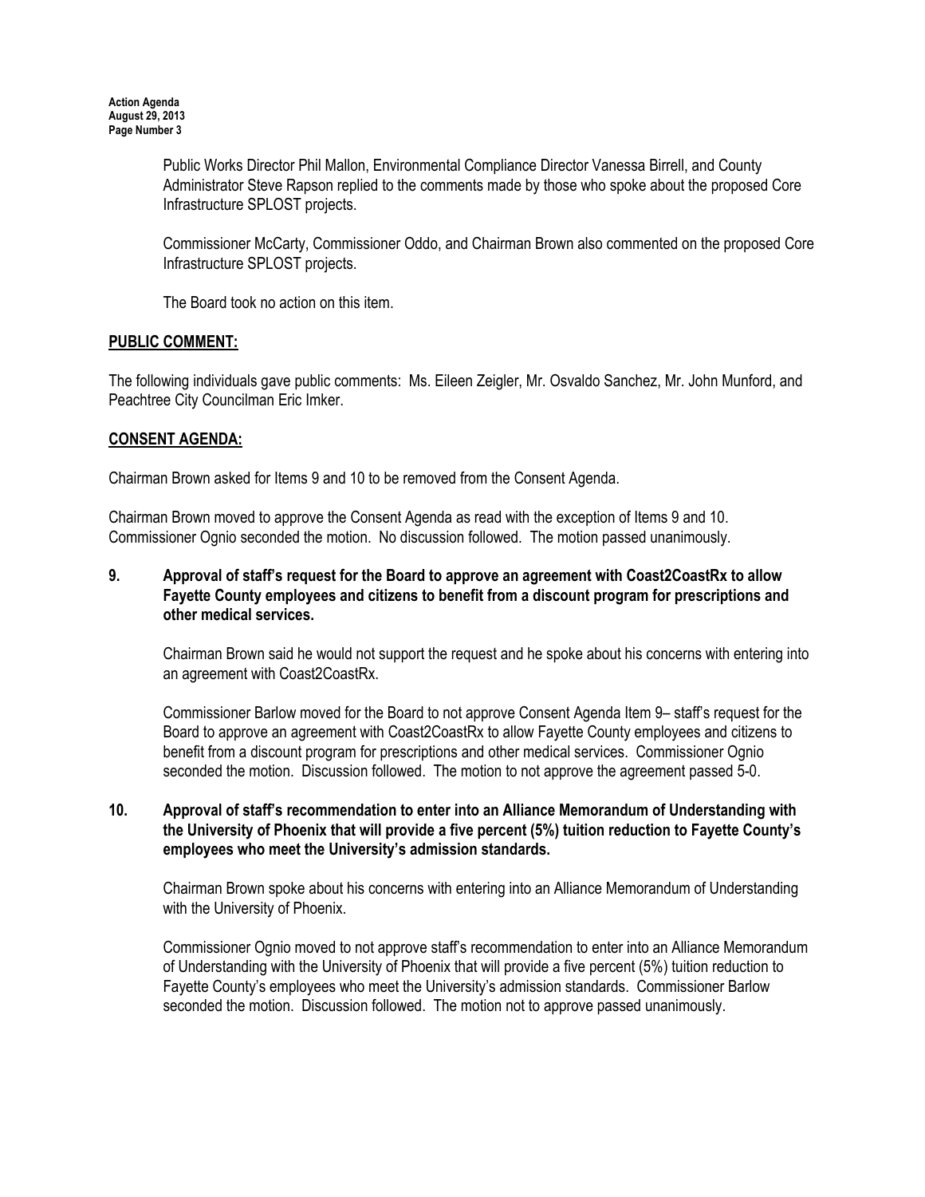Public Works Director Phil Mallon, Environmental Compliance Director Vanessa Birrell, and County Administrator Steve Rapson replied to the comments made by those who spoke about the proposed Core Infrastructure SPLOST projects.

Commissioner McCarty, Commissioner Oddo, and Chairman Brown also commented on the proposed Core Infrastructure SPLOST projects.

The Board took no action on this item.

## PUBLIC COMMENT:

The following individuals gave public comments: Ms. Eileen Zeigler, Mr. Osvaldo Sanchez, Mr. John Munford, and Peachtree City Councilman Eric Imker.

## CONSENT AGENDA:

Chairman Brown asked for Items 9 and 10 to be removed from the Consent Agenda.

Chairman Brown moved to approve the Consent Agenda as read with the exception of Items 9 and 10. Commissioner Ognio seconded the motion. No discussion followed. The motion passed unanimously.

**9. Approval of staff's request for the Board to approve an agreement with Coast2CoastRx to allow Fayette County employees and citizens to benefit from a discount program for prescriptions and other medical services.**

Chairman Brown said he would not support the request and he spoke about his concerns with entering into an agreement with Coast2CoastRx.

Commissioner Barlow moved for the Board to not approve Consent Agenda Item 9– staff's request for the Board to approve an agreement with Coast2CoastRx to allow Fayette County employees and citizens to benefit from a discount program for prescriptions and other medical services. Commissioner Ognio seconded the motion. Discussion followed. The motion to not approve the agreement passed 5-0.

**10. Approval of staff's recommendation to enter into an Alliance Memorandum of Understanding with the University of Phoenix that will provide a five percent (5%) tuition reduction to Fayette County's employees who meet the University's admission standards.**

Chairman Brown spoke about his concerns with entering into an Alliance Memorandum of Understanding with the University of Phoenix.

Commissioner Ognio moved to not approve staff's recommendation to enter into an Alliance Memorandum of Understanding with the University of Phoenix that will provide a five percent (5%) tuition reduction to Fayette County's employees who meet the University's admission standards. Commissioner Barlow seconded the motion. Discussion followed. The motion not to approve passed unanimously.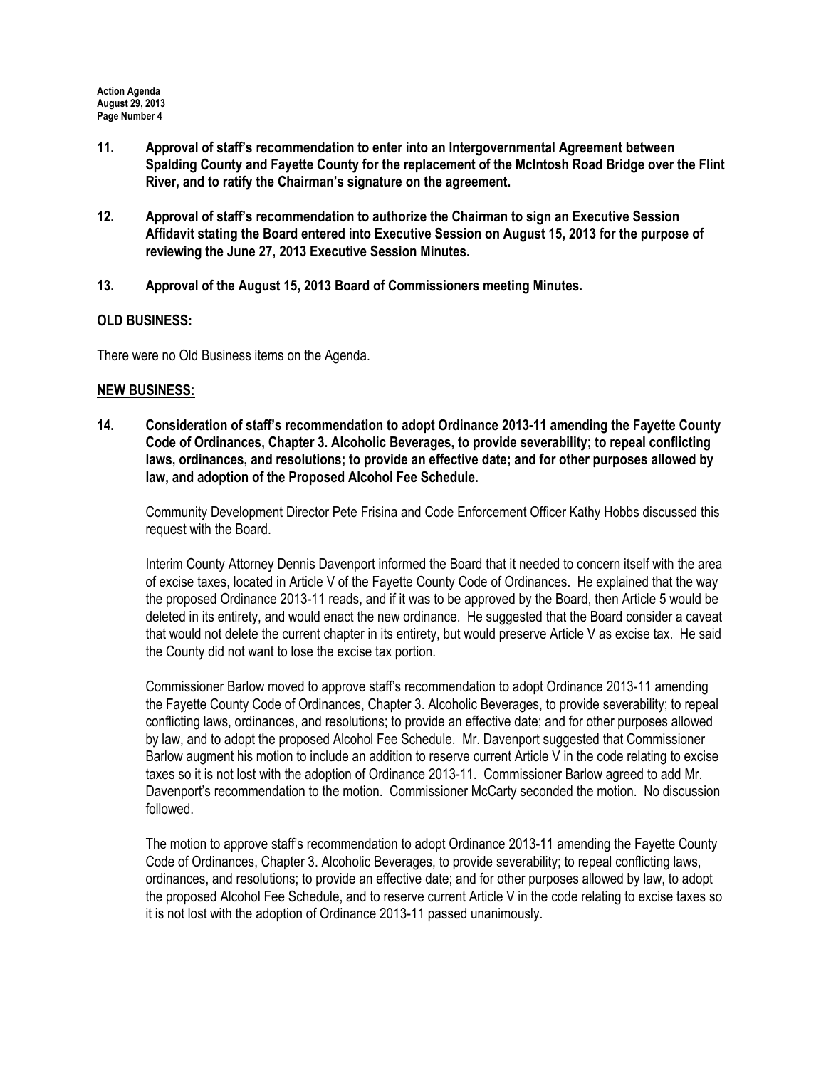**11. Approval of staff's recommendation to enter into an Intergovernmental Agreement between Spalding County and Fayette County for the replacement of the McIntosh Road Bridge over the Flint River, and to ratify the Chairman's signature on the agreement.**

**12. Approval of staff's recommendation to authorize the Chairman to sign an Executive Session Affidavit stating the Board entered into Executive Session on August 15, 2013 for the purpose of reviewing the June 27, 2013 Executive Session Minutes.**

**13. Approval of the August 15, 2013 Board of Commissioners meeting Minutes.**

## OLD BUSINESS:

There were no Old Business items on the Agenda.

## NEW BUSINESS:

**14. Consideration of staff's recommendation to adopt Ordinance 2013-11 amending the Fayette County Code of Ordinances, Chapter 3. Alcoholic Beverages, to provide severability; to repeal conflicting laws, ordinances, and resolutions; to provide an effective date; and for other purposes allowed by law, and adoption of the Proposed Alcohol Fee Schedule.**

Community Development Director Pete Frisina and Code Enforcement Officer Kathy Hobbs discussed this request with the Board.

Interim County Attorney Dennis Davenport informed the Board that it needed to concern itself with the area of excise taxes, located in Article V of the Fayette County Code of Ordinances. He explained that the way the proposed Ordinance 2013-11 reads, and if it was to be approved by the Board, then Article 5 would be deleted in its entirety, and would enact the new ordinance. He suggested that the Board consider a caveat that would not delete the current chapter in its entirety, but would preserve Article V as excise tax. He said the County did not want to lose the excise tax portion.

Commissioner Barlow moved to approve staff's recommendation to adopt Ordinance 2013-11 amending the Fayette County Code of Ordinances, Chapter 3. Alcoholic Beverages, to provide severability; to repeal conflicting laws, ordinances, and resolutions; to provide an effective date; and for other purposes allowed by law, and to adopt the proposed Alcohol Fee Schedule. Mr. Davenport suggested that Commissioner Barlow augment his motion to include an addition to reserve current Article V in the code relating to excise taxes so it is not lost with the adoption of Ordinance 2013-11. Commissioner Barlow agreed to add Mr. Davenport's recommendation to the motion. Commissioner McCarty seconded the motion. No discussion followed.

The motion to approve staff's recommendation to adopt Ordinance 2013-11 amending the Fayette County Code of Ordinances, Chapter 3. Alcoholic Beverages, to provide severability; to repeal conflicting laws, ordinances, and resolutions; to provide an effective date; and for other purposes allowed by law, to adopt the proposed Alcohol Fee Schedule, and to reserve current Article V in the code relating to excise taxes so it is not lost with the adoption of Ordinance 2013-11 passed unanimously.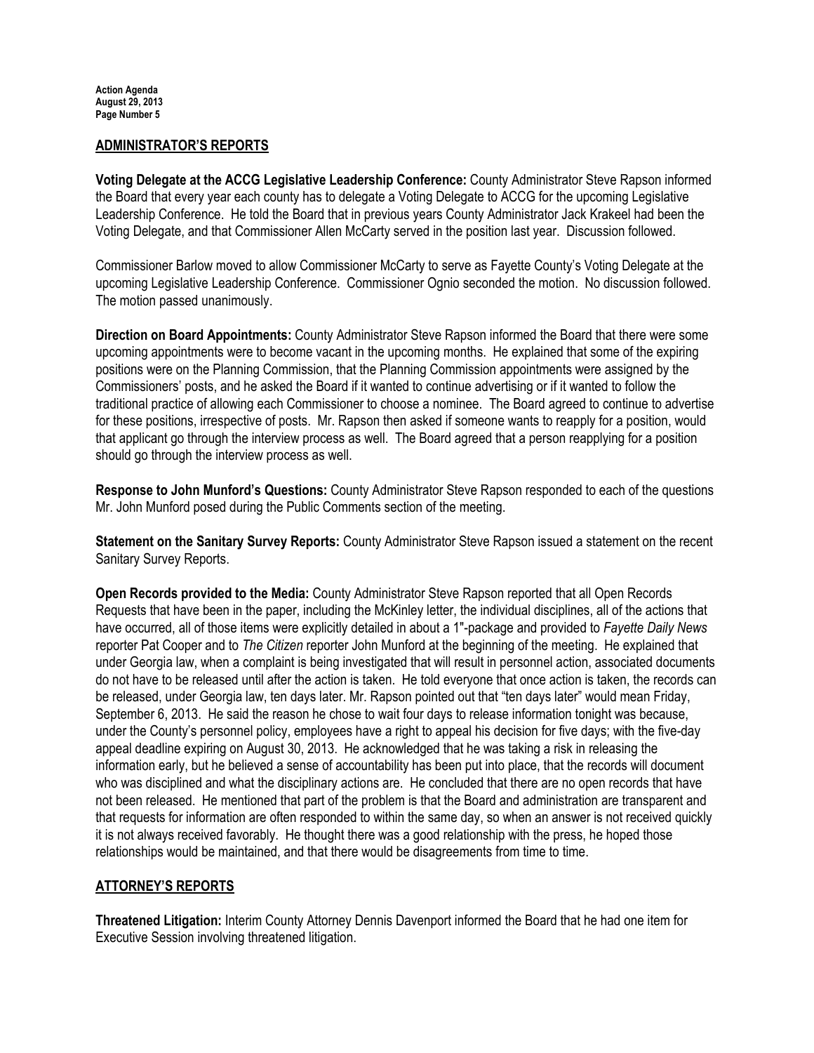## ADMINISTRATOR'S REPORTS

**Voting Delegate at the ACCG Legislative Leadership Conference:** County Administrator Steve Rapson informed the Board that every year each county has to delegate a Voting Delegate to ACCG for the upcoming Legislative Leadership Conference. He told the Board that in previous years County Administrator Jack Krakeel had been the Voting Delegate, and that Commissioner Allen McCarty served in the position last year. Discussion followed.

Commissioner Barlow moved to allow Commissioner McCarty to serve as Fayette County's Voting Delegate at the upcoming Legislative Leadership Conference. Commissioner Ognio seconded the motion. No discussion followed. The motion passed unanimously.

**Direction on Board Appointments:** County Administrator Steve Rapson informed the Board that there were some upcoming appointments were to become vacant in the upcoming months. He explained that some of the expiring positions were on the Planning Commission, that the Planning Commission appointments were assigned by the Commissioners' posts, and he asked the Board if it wanted to continue advertising or if it wanted to follow the traditional practice of allowing each Commissioner to choose a nominee. The Board agreed to continue to advertise for these positions, irrespective of posts. Mr. Rapson then asked if someone wants to reapply for a position, would that applicant go through the interview process as well. The Board agreed that a person reapplying for a position should go through the interview process as well.

**Response to John Munford's Questions:** County Administrator Steve Rapson responded to each of the questions Mr. John Munford posed during the Public Comments section of the meeting.

**Statement on the Sanitary Survey Reports:** County Administrator Steve Rapson issued a statement on the recent Sanitary Survey Reports.

**Open Records provided to the Media:** County Administrator Steve Rapson reported that all Open Records Requests that have been in the paper, including the McKinley letter, the individual disciplines, all of the actions that have occurred, all of those items were explicitly detailed in about a 1"-package and provided to *Fayette Daily News* reporter Pat Cooper and to *The Citizen* reporter John Munford at the beginning of the meeting. He explained that under Georgia law, when a complaint is being investigated that will result in personnel action, associated documents do not have to be released until after the action is taken. He told everyone that once action is taken, the records can be released, under Georgia law, ten days later. Mr. Rapson pointed out that "ten days later" would mean Friday, September 6, 2013. He said the reason he chose to wait four days to release information tonight was because, under the County's personnel policy, employees have a right to appeal his decision for five days; with the five-day appeal deadline expiring on August 30, 2013. He acknowledged that he was taking a risk in releasing the information early, but he believed a sense of accountability has been put into place, that the records will document who was disciplined and what the disciplinary actions are. He concluded that there are no open records that have not been released. He mentioned that part of the problem is that the Board and administration are transparent and that requests for information are often responded to within the same day, so when an answer is not received quickly it is not always received favorably. He thought there was a good relationship with the press, he hoped those relationships would be maintained, and that there would be disagreements from time to time.

## ATTORNEY'S REPORTS

**Threatened Litigation:** Interim County Attorney Dennis Davenport informed the Board that he had one item for Executive Session involving threatened litigation.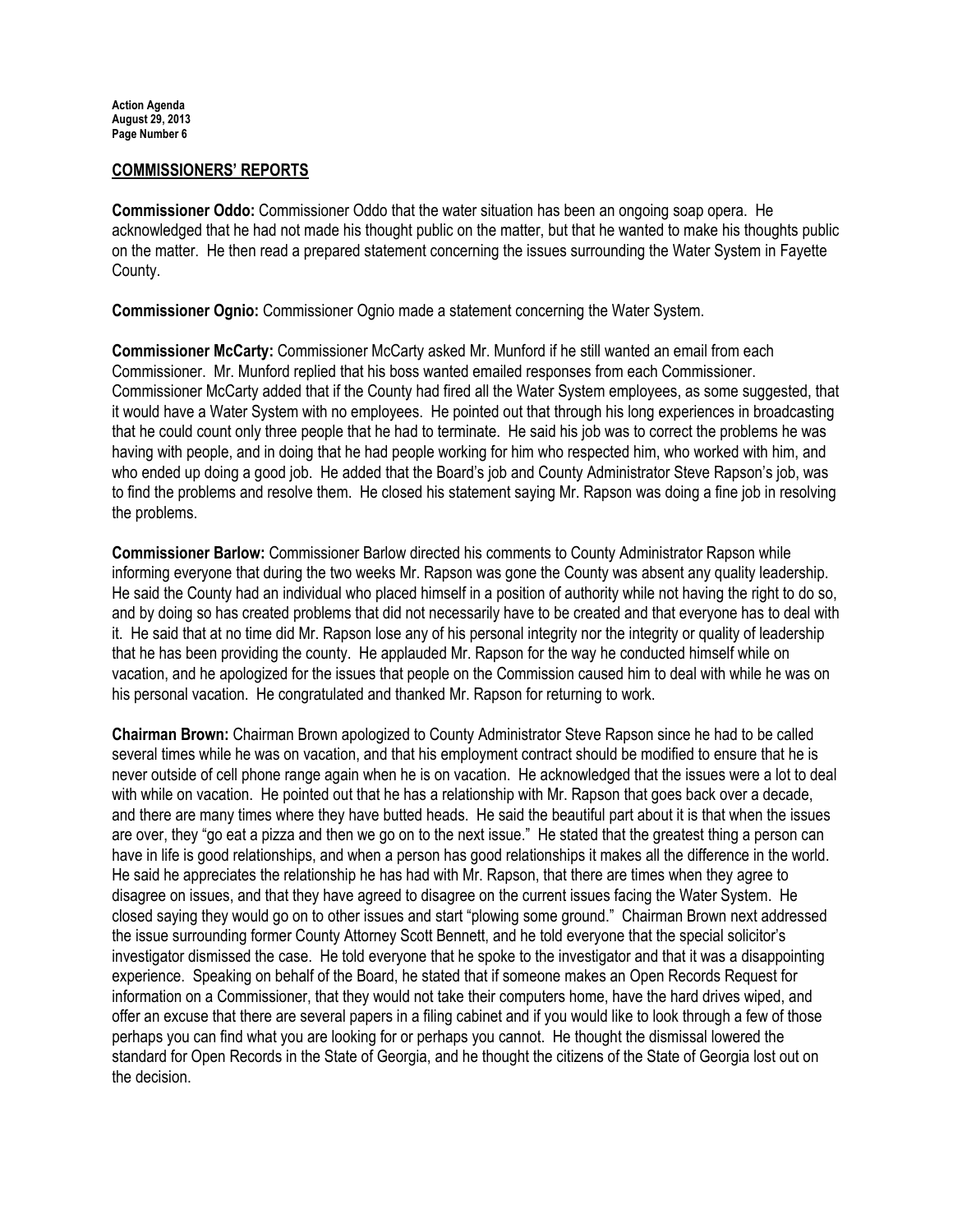## COMMISSIONERS' REPORTS

**Commissioner Oddo:** Commissioner Oddo that the water situation has been an ongoing soap opera. He acknowledged that he had not made his thought public on the matter, but that he wanted to make his thoughts public on the matter. He then read a prepared statement concerning the issues surrounding the Water System in Fayette County.

**Commissioner Ognio:** Commissioner Ognio made a statement concerning the Water System.

**Commissioner McCarty:** Commissioner McCarty asked Mr. Munford if he still wanted an email from each Commissioner. Mr. Munford replied that his boss wanted emailed responses from each Commissioner. Commissioner McCarty added that if the County had fired all the Water System employees, as some suggested, that it would have a Water System with no employees. He pointed out that through his long experiences in broadcasting that he could count only three people that he had to terminate. He said his job was to correct the problems he was having with people, and in doing that he had people working for him who respected him, who worked with him, and who ended up doing a good job. He added that the Board's job and County Administrator Steve Rapson's job, was to find the problems and resolve them. He closed his statement saying Mr. Rapson was doing a fine job in resolving the problems.

**Commissioner Barlow:** Commissioner Barlow directed his comments to County Administrator Rapson while informing everyone that during the two weeks Mr. Rapson was gone the County was absent any quality leadership. He said the County had an individual who placed himself in a position of authority while not having the right to do so, and by doing so has created problems that did not necessarily have to be created and that everyone has to deal with it. He said that at no time did Mr. Rapson lose any of his personal integrity nor the integrity or quality of leadership that he has been providing the county. He applauded Mr. Rapson for the way he conducted himself while on vacation, and he apologized for the issues that people on the Commission caused him to deal with while he was on his personal vacation. He congratulated and thanked Mr. Rapson for returning to work.

**Chairman Brown:** Chairman Brown apologized to County Administrator Steve Rapson since he had to be called several times while he was on vacation, and that his employment contract should be modified to ensure that he is never outside of cell phone range again when he is on vacation. He acknowledged that the issues were a lot to deal with while on vacation. He pointed out that he has a relationship with Mr. Rapson that goes back over a decade, and there are many times where they have butted heads. He said the beautiful part about it is that when the issues are over, they "go eat a pizza and then we go on to the next issue." He stated that the greatest thing a person can have in life is good relationships, and when a person has good relationships it makes all the difference in the world. He said he appreciates the relationship he has had with Mr. Rapson, that there are times when they agree to disagree on issues, and that they have agreed to disagree on the current issues facing the Water System. He closed saying they would go on to other issues and start "plowing some ground." Chairman Brown next addressed the issue surrounding former County Attorney Scott Bennett, and he told everyone that the special solicitor's investigator dismissed the case. He told everyone that he spoke to the investigator and that it was a disappointing experience. Speaking on behalf of the Board, he stated that if someone makes an Open Records Request for information on a Commissioner, that they would not take their computers home, have the hard drives wiped, and offer an excuse that there are several papers in a filing cabinet and if you would like to look through a few of those perhaps you can find what you are looking for or perhaps you cannot. He thought the dismissal lowered the standard for Open Records in the State of Georgia, and he thought the citizens of the State of Georgia lost out on the decision.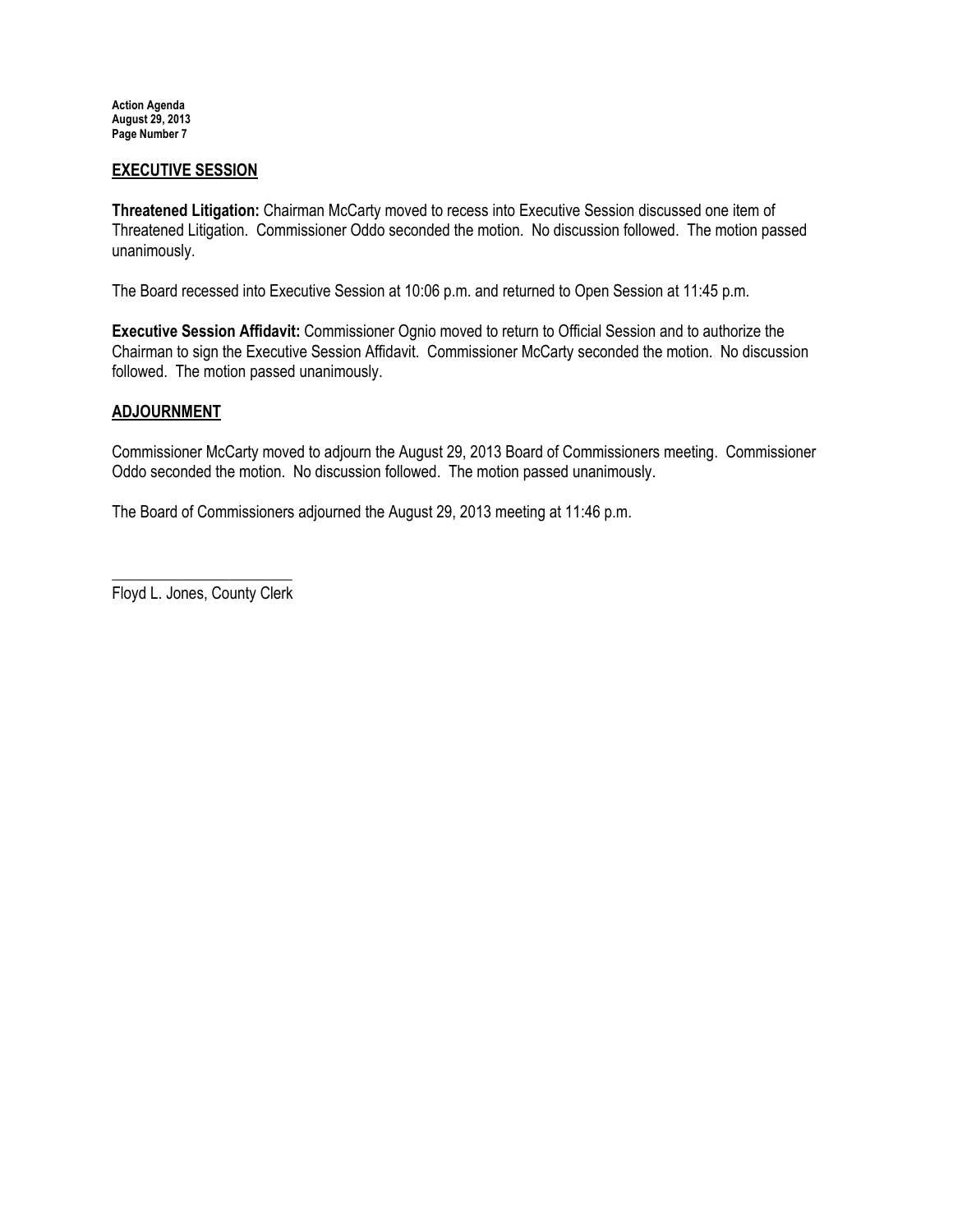## EXECUTIVE SESSION

**Threatened Litigation:** Chairman McCarty moved to recess into Executive Session discussed one item of Threatened Litigation. Commissioner Oddo seconded the motion. No discussion followed. The motion passed unanimously.

The Board recessed into Executive Session at 10:06 p.m. and returned to Open Session at 11:45 p.m.

**Executive Session Affidavit:** Commissioner Ognio moved to return to Official Session and to authorize the Chairman to sign the Executive Session Affidavit. Commissioner McCarty seconded the motion. No discussion followed. The motion passed unanimously.

## ADJOURNMENT

Commissioner McCarty moved to adjourn the August 29, 2013 Board of Commissioners meeting. Commissioner Oddo seconded the motion. No discussion followed. The motion passed unanimously.

The Board of Commissioners adjourned the August 29, 2013 meeting at 11:46 p.m.

\_\_\_\_\_\_\_\_\_\_\_\_\_\_\_\_\_\_\_\_\_\_\_\_

Floyd L. Jones, County Clerk